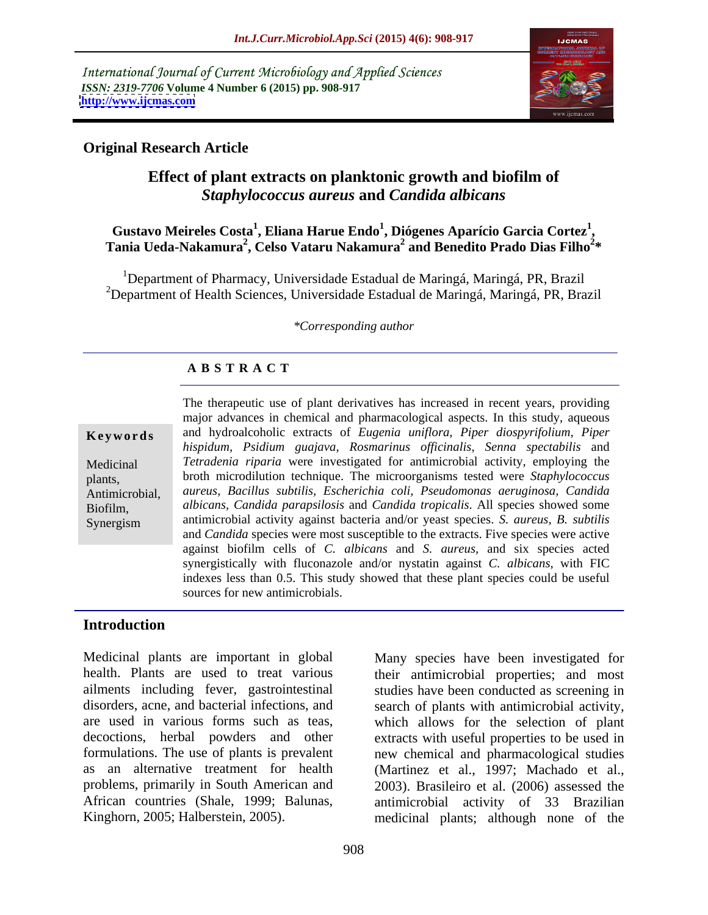International Journal of Current Microbiology and Applied Sciences
*ISSN: 2319-7706* **Volume 4 Number 6 (2015) pp. 908-917**
**http://www.ijcmas.com**

**Original Research Article**

# Effect of plant extracts on planktonic growth and biofilm of *Staphylococcus aureus* and *Candida albicans*

**Gustavo Meireles Costa[1], Eliana Harue Endo[1], Diógenes Aparício Garcia Cortez[1], Tania Ueda-Nakamura[2], Celso Vataru Nakamura[2] and Benedito Prado Dias Filho[2]\***

[1]Department of Pharmacy, Universidade Estadual de Maringá, Maringá, PR, Brazil
[2]Department of Health Sciences, Universidade Estadual de Maringá, Maringá, PR, Brazil

*\*Corresponding author*

## A B S T R A C T

**Keywords**

Medicinal plants, Antimicrobial, Biofilm, Synergism

The therapeutic use of plant derivatives has increased in recent years, providing major advances in chemical and pharmacological aspects. In this study, aqueous and hydroalcoholic extracts of *Eugenia uniflora, Piper diospyrifolium, Piper hispidum, Psidium guajava, Rosmarinus officinalis, Senna spectabilis* and *Tetradenia riparia* were investigated for antimicrobial activity, employing the broth microdilution technique. The microorganisms tested were *Staphylococcus aureus, Bacillus subtilis, Escherichia coli, Pseudomonas aeruginosa, Candida albicans, Candida parapsilosis* and *Candida tropicalis*. All species showed some antimicrobial activity against bacteria and/or yeast species. *S. aureus, B. subtilis* and *Candida* species were most susceptible to the extracts. Five species were active against biofilm cells of *C. albicans* and *S. aureus,* and six species acted synergistically with fluconazole and/or nystatin against *C. albicans,* with FIC indexes less than 0.5. This study showed that these plant species could be useful sources for new antimicrobials.

## Introduction

Medicinal plants are important in global health. Plants are used to treat various ailments including fever, gastrointestinal disorders, acne, and bacterial infections, and are used in various forms such as teas, decoctions, herbal powders and other formulations. The use of plants is prevalent as an alternative treatment for health problems, primarily in South American and African countries (Shale, 1999; Balunas, Kinghorn, 2005; Halberstein, 2005).

Many species have been investigated for their antimicrobial properties; and most studies have been conducted as screening in search of plants with antimicrobial activity, which allows for the selection of plant extracts with useful properties to be used in new chemical and pharmacological studies (Martinez et al., 1997; Machado et al., 2003). Brasileiro et al. (2006) assessed the antimicrobial activity of 33 Brazilian medicinal plants; although none of the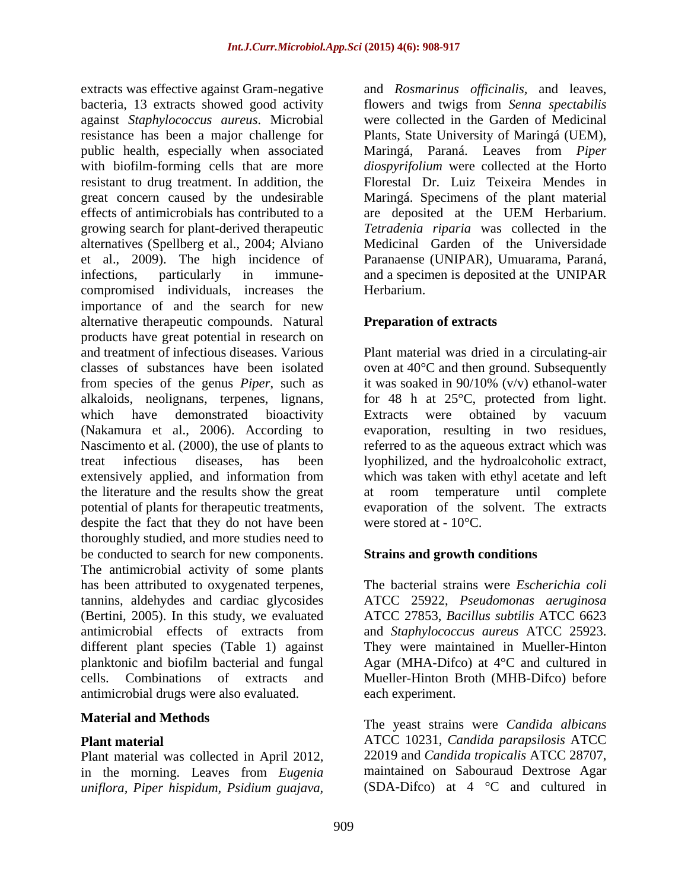extracts was effective against Gram-negative bacteria, 13 extracts showed good activity against *Staphylococcus aureus*. Microbial resistance has been a major challenge for public health, especially when associated with biofilm-forming cells that are more resistant to drug treatment. In addition, the great concern caused by the undesirable effects of antimicrobials has contributed to a growing search for plant-derived therapeutic alternatives (Spellberg et al., 2004; Alviano et al., 2009). The high incidence of infections, particularly in immune-compromised individuals, increases the importance of and the search for new alternative therapeutic compounds. Natural products have great potential in research on and treatment of infectious diseases. Various classes of substances have been isolated from species of the genus *Piper*, such as alkaloids, neolignans, terpenes, lignans, which have demonstrated bioactivity (Nakamura et al., 2006). According to Nascimento et al. (2000), the use of plants to treat infectious diseases, has been extensively applied, and information from the literature and the results show the great potential of plants for therapeutic treatments, despite the fact that they do not have been thoroughly studied, and more studies need to be conducted to search for new components. The antimicrobial activity of some plants has been attributed to oxygenated terpenes, tannins, aldehydes and cardiac glycosides (Bertini, 2005). In this study, we evaluated antimicrobial effects of extracts from different plant species (Table 1) against planktonic and biofilm bacterial and fungal cells. Combinations of extracts and antimicrobial drugs were also evaluated.

## Material and Methods

### Plant material

Plant material was collected in April 2012, in the morning. Leaves from *Eugenia uniflora*, *Piper hispidum*, *Psidium guajava*, and *Rosmarinus officinalis*, and leaves, flowers and twigs from *Senna spectabilis* were collected in the Garden of Medicinal Plants, State University of Maringá (UEM), Maringá, Paraná. Leaves from *Piper diospyrifolium* were collected at the Horto Florestal Dr. Luiz Teixeira Mendes in Maringá. Specimens of the plant material are deposited at the UEM Herbarium. *Tetradenia riparia* was collected in the Medicinal Garden of the Universidade Paranaense (UNIPAR), Umuarama, Paraná, and a specimen is deposited at the UNIPAR Herbarium.

### Preparation of extracts

Plant material was dried in a circulating-air oven at 40°C and then ground. Subsequently it was soaked in 90/10% (v/v) ethanol-water for 48 h at 25°C, protected from light. Extracts were obtained by vacuum evaporation, resulting in two residues, referred to as the aqueous extract which was lyophilized, and the hydroalcoholic extract, which was taken with ethyl acetate and left at room temperature until complete evaporation of the solvent. The extracts were stored at - 10°C.

### Strains and growth conditions

The bacterial strains were *Escherichia coli* ATCC 25922, *Pseudomonas aeruginosa* ATCC 27853, *Bacillus subtilis* ATCC 6623 and *Staphylococcus aureus* ATCC 25923. They were maintained in Mueller-Hinton Agar (MHA-Difco) at 4°C and cultured in Mueller-Hinton Broth (MHB-Difco) before each experiment.

The yeast strains were *Candida albicans* ATCC 10231, *Candida parapsilosis* ATCC 22019 and *Candida tropicalis* ATCC 28707, maintained on Sabouraud Dextrose Agar (SDA-Difco) at 4 °C and cultured in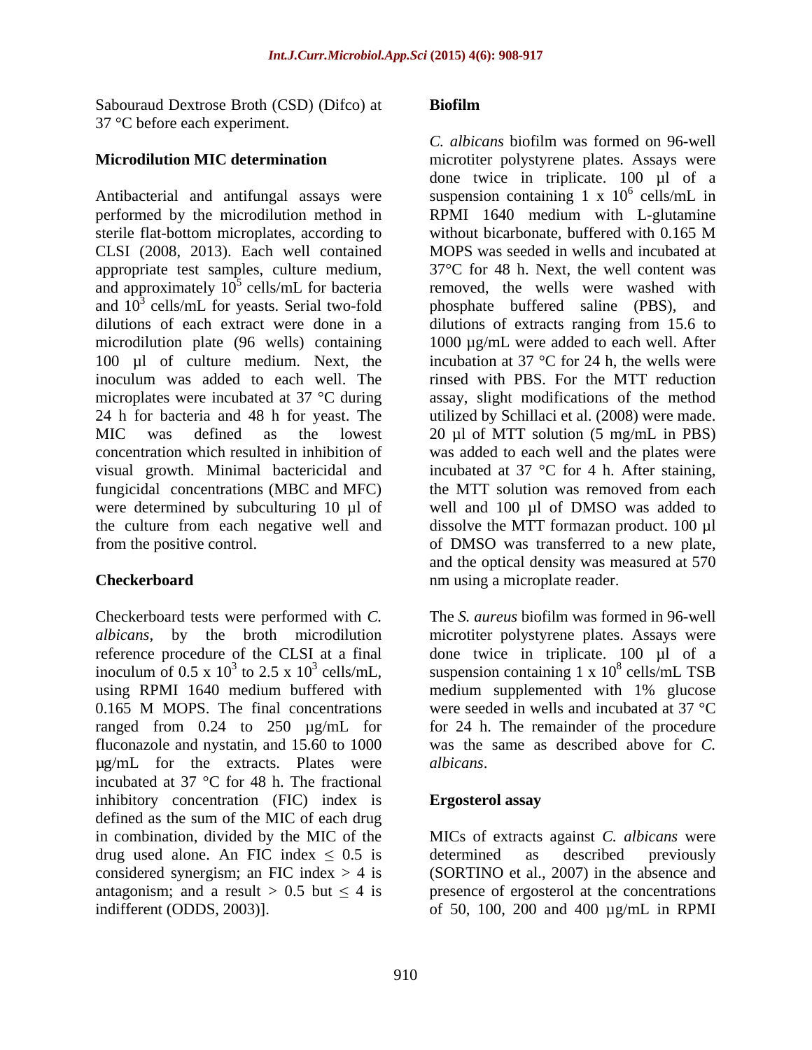Sabouraud Dextrose Broth (CSD) (Difco) at 37 °C before each experiment.

**Microdilution MIC determination**

Antibacterial and antifungal assays were performed by the microdilution method in sterile flat-bottom microplates, according to CLSI (2008, 2013). Each well contained appropriate test samples, culture medium, and approximately $10^5$ cells/mL for bacteria and $10^3$ cells/mL for yeasts. Serial two-fold dilutions of each extract were done in a microdilution plate (96 wells) containing 100 µl of culture medium. Next, the inoculum was added to each well. The microplates were incubated at 37 °C during 24 h for bacteria and 48 h for yeast. The MIC was defined as the lowest concentration which resulted in inhibition of visual growth. Minimal bactericidal and fungicidal concentrations (MBC and MFC) were determined by subculturing 10 µl of the culture from each negative well and from the positive control.

**Checkerboard**

Checkerboard tests were performed with *C. albicans*, by the broth microdilution reference procedure of the CLSI at a final inoculum of $0.5 \times 10^3$ to $2.5 \times 10^3$ cells/mL, using RPMI 1640 medium buffered with 0.165 M MOPS. The final concentrations ranged from 0.24 to 250 µg/mL for fluconazole and nystatin, and 15.60 to 1000 µg/mL for the extracts. Plates were incubated at 37 °C for 48 h. The fractional inhibitory concentration (FIC) index is defined as the sum of the MIC of each drug in combination, divided by the MIC of the drug used alone. An FIC index $\leq 0.5$ is considered synergism; an FIC index $> 4$ is antagonism; and a result $> 0.5$ but $\leq 4$ is indifferent (ODDS, 2003)].

**Biofilm**

*C. albicans* biofilm was formed on 96-well microtiter polystyrene plates. Assays were done twice in triplicate. 100 µl of a suspension containing $1 \times 10^6$ cells/mL in RPMI 1640 medium with L-glutamine without bicarbonate, buffered with 0.165 M MOPS was seeded in wells and incubated at 37°C for 48 h. Next, the well content was removed, the wells were washed with phosphate buffered saline (PBS), and dilutions of extracts ranging from 15.6 to 1000 µg/mL were added to each well. After incubation at 37 °C for 24 h, the wells were rinsed with PBS. For the MTT reduction assay, slight modifications of the method utilized by Schillaci et al. (2008) were made. 20 µl of MTT solution (5 mg/mL in PBS) was added to each well and the plates were incubated at 37 °C for 4 h. After staining, the MTT solution was removed from each well and 100 µl of DMSO was added to dissolve the MTT formazan product. 100 µl of DMSO was transferred to a new plate, and the optical density was measured at 570 nm using a microplate reader.

The *S. aureus* biofilm was formed in 96-well microtiter polystyrene plates. Assays were done twice in triplicate. 100 µl of a suspension containing $1 \times 10^8$ cells/mL TSB medium supplemented with 1% glucose were seeded in wells and incubated at 37 °C for 24 h. The remainder of the procedure was the same as described above for *C. albicans*.

**Ergosterol assay**

MICs of extracts against *C. albicans* were determined as described previously (SORTINO et al., 2007) in the absence and presence of ergosterol at the concentrations of 50, 100, 200 and 400 µg/mL in RPMI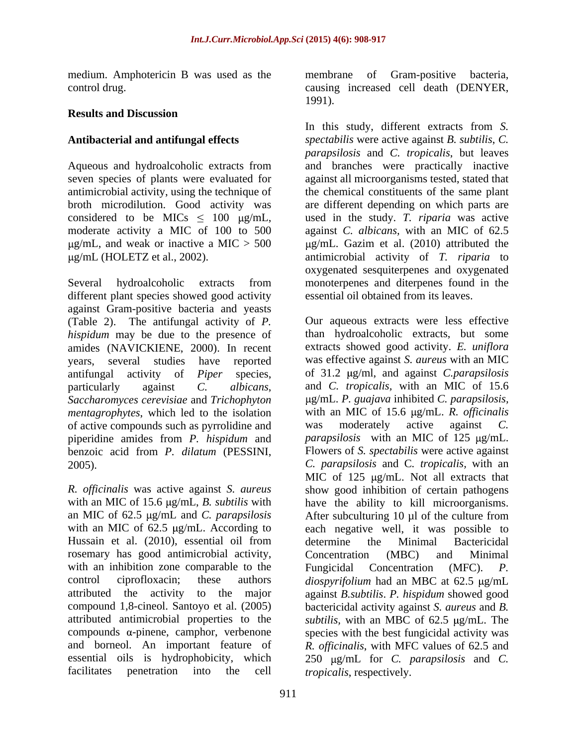medium. Amphotericin B was used as the control drug.

## Results and Discussion

### Antibacterial and antifungal effects

Aqueous and hydroalcoholic extracts from seven species of plants were evaluated for antimicrobial activity, using the technique of broth microdilution. Good activity was considered to be MICs ≤ 100 μg/mL, moderate activity a MIC of 100 to 500 μg/mL, and weak or inactive a MIC > 500 μg/mL (HOLETZ et al., 2002).

Several hydroalcoholic extracts from different plant species showed good activity against Gram-positive bacteria and yeasts (Table 2). The antifungal activity of *P. hispidum* may be due to the presence of amides (NAVICKIENE, 2000). In recent years, several studies have reported antifungal activity of *Piper* species, particularly against *C. albicans*, *Saccharomyces cerevisiae* and *Trichophyton mentagrophytes*, which led to the isolation of active compounds such as pyrrolidine and piperidine amides from *P. hispidum* and benzoic acid from *P. dilatum* (PESSINI, 2005).

*R. officinalis* was active against *S. aureus* with an MIC of 15.6 μg/mL, *B. subtilis* with an MIC of 62.5 μg/mL and *C. parapsilosis* with an MIC of 62.5 μg/mL. According to Hussain et al. (2010), essential oil from rosemary has good antimicrobial activity, with an inhibition zone comparable to the control ciprofloxacin; these authors attributed the activity to the major compound 1,8-cineol. Santoyo et al. (2005) attributed antimicrobial properties to the compounds α-pinene, camphor, verbenone and borneol. An important feature of essential oils is hydrophobicity, which facilitates penetration into the cell membrane of Gram-positive bacteria, causing increased cell death (DENYER, 1991).

In this study, different extracts from *S. spectabilis* were active against *B. subtilis*, *C. parapsilosis* and *C. tropicalis*, but leaves and branches were practically inactive against all microorganisms tested, stated that the chemical constituents of the same plant are different depending on which parts are used in the study. *T. riparia* was active against *C. albicans*, with an MIC of 62.5 μg/mL. Gazim et al. (2010) attributed the antimicrobial activity of *T. riparia* to oxygenated sesquiterpenes and oxygenated monoterpenes and diterpenes found in the essential oil obtained from its leaves.

Our aqueous extracts were less effective than hydroalcoholic extracts, but some extracts showed good activity. *E. uniflora* was effective against *S. aureus* with an MIC of 31.2 μg/ml, and against *C.parapsilosis* and *C. tropicalis*, with an MIC of 15.6 μg/mL. *P. guajava* inhibited *C. parapsilosis*, with an MIC of 15.6 μg/mL. *R. officinalis* was moderately active against *C. parapsilosis* with an MIC of 125 μg/mL. Flowers of *S. spectabilis* were active against *C. parapsilosis* and C. *tropicalis*, with an MIC of 125 μg/mL. Not all extracts that show good inhibition of certain pathogens have the ability to kill microorganisms. After subculturing 10 μl of the culture from each negative well, it was possible to determine the Minimal Bactericidal Concentration (MBC) and Minimal Fungicidal Concentration (MFC). *P. diospyrifolium* had an MBC at 62.5 μg/mL against *B.subtilis*. *P. hispidum* showed good bactericidal activity against *S. aureus* and *B. subtilis*, with an MBC of 62.5 μg/mL. The species with the best fungicidal activity was *R. officinalis*, with MFC values of 62.5 and 250 μg/mL for *C. parapsilosis* and *C. tropicalis*, respectively.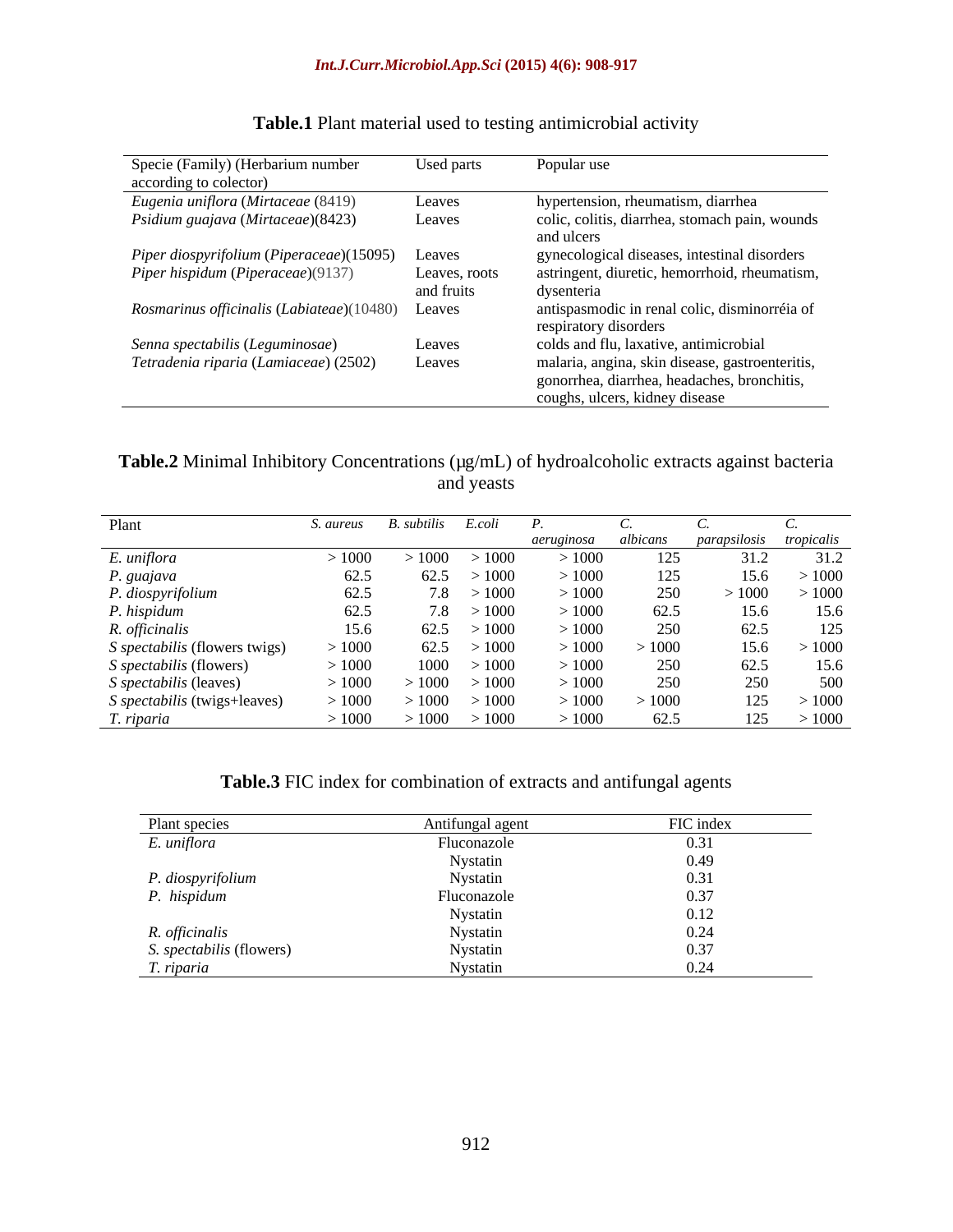**Table.1** Plant material used to testing antimicrobial activity

| Specie (Family) (Herbarium number according to colector) | Used parts | Popular use |
|---|---|---|
| *Eugenia uniflora* (*Mirtaceae* (8419) | Leaves | hypertension, rheumatism, diarrhea |
| *Psidium guajava* (*Mirtaceae*)(8423) | Leaves | colic, colitis, diarrhea, stomach pain, wounds and ulcers |
| *Piper diospyrifolium* (*Piperaceae*)(15095) | Leaves | gynecological diseases, intestinal disorders |
| *Piper hispidum* (*Piperaceae*)(9137) | Leaves, roots and fruits | astringent, diuretic, hemorrhoid, rheumatism, dysenteria |
| *Rosmarinus officinalis* (*Labiateae*)(10480) | Leaves | antispasmodic in renal colic, disminorréia of respiratory disorders |
| *Senna spectabilis* (*Leguminosae*) | Leaves | colds and flu, laxative, antimicrobial |
| *Tetradenia riparia* (*Lamiaceae*) (2502) | Leaves | malaria, angina, skin disease, gastroenteritis, gonorrhea, diarrhea, headaches, bronchitis, coughs, ulcers, kidney disease |

**Table.2** Minimal Inhibitory Concentrations (μg/mL) of hydroalcoholic extracts against bacteria and yeasts

| Plant | *S. aureus* | *B. subtilis* | *E.coli* | *P. aeruginosa* | *C. albicans* | *C. parapsilosis* | *C. tropicalis* |
|---|---|---|---|---|---|---|---|
| *E. uniflora* | > 1000 | > 1000 | > 1000 | > 1000 | 125 | 31.2 | 31.2 |
| *P. guajava* | 62.5 | 62.5 | > 1000 | > 1000 | 125 | 15.6 | > 1000 |
| *P. diospyrifolium* | 62.5 | 7.8 | > 1000 | > 1000 | 250 | > 1000 | > 1000 |
| *P. hispidum* | 62.5 | 7.8 | > 1000 | > 1000 | 62.5 | 15.6 | 15.6 |
| *R. officinalis* | 15.6 | 62.5 | > 1000 | > 1000 | 250 | 62.5 | 125 |
| *S spectabilis* (flowers twigs) | > 1000 | 62.5 | > 1000 | > 1000 | > 1000 | 15.6 | > 1000 |
| *S spectabilis* (flowers) | > 1000 | 1000 | > 1000 | > 1000 | 250 | 62.5 | 15.6 |
| *S spectabilis* (leaves) | > 1000 | > 1000 | > 1000 | > 1000 | 250 | 250 | 500 |
| *S spectabilis* (twigs+leaves) | > 1000 | > 1000 | > 1000 | > 1000 | > 1000 | 125 | > 1000 |
| *T. riparia* | > 1000 | > 1000 | > 1000 | > 1000 | 62.5 | 125 | > 1000 |

**Table.3** FIC index for combination of extracts and antifungal agents

| Plant species | Antifungal agent | FIC index |
|---|---|---|
| *E. uniflora* | Fluconazole | 0.31 |
| | Nystatin | 0.49 |
| *P. diospyrifolium* | Nystatin | 0.31 |
| *P. hispidum* | Fluconazole | 0.37 |
| | Nystatin | 0.12 |
| *R. officinalis* | Nystatin | 0.24 |
| *S. spectabilis* (flowers) | Nystatin | 0.37 |
| *T. riparia* | Nystatin | 0.24 |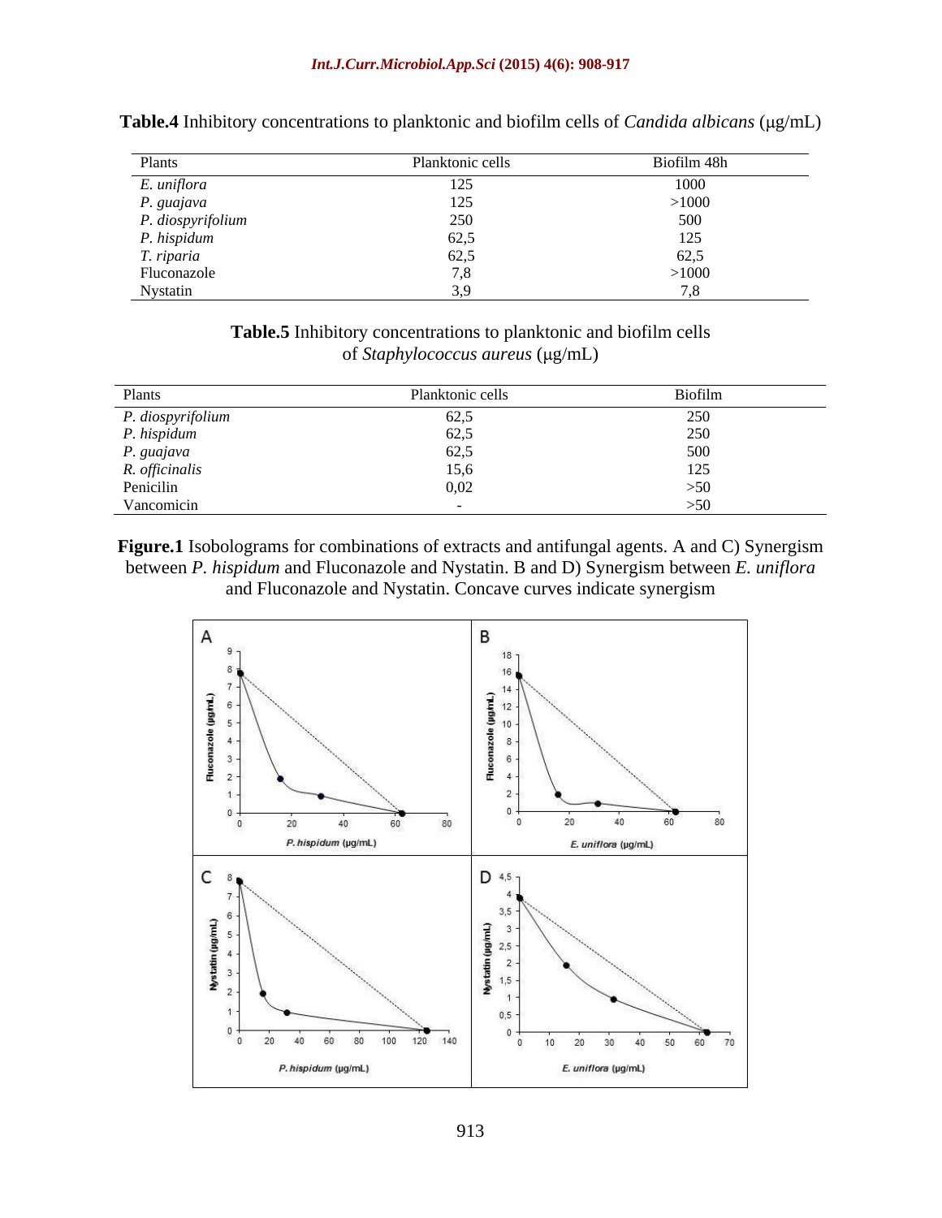**Table.4** Inhibitory concentrations to planktonic and biofilm cells of *Candida albicans* (μg/mL)

| Plants | Planktonic cells | Biofilm 48h |
|---|---|---|
| *E. uniflora* | 125 | 1000 |
| *P. guajava* | 125 | >1000 |
| *P. diospyrifolium* | 250 | 500 |
| *P. hispidum* | 62,5 | 125 |
| *T. riparia* | 62,5 | 62,5 |
| Fluconazole | 7,8 | >1000 |
| Nystatin | 3,9 | 7,8 |

**Table.5** Inhibitory concentrations to planktonic and biofilm cells of *Staphylococcus aureus* (μg/mL)

| Plants | Planktonic cells | Biofilm |
|---|---|---|
| *P. diospyrifolium* | 62,5 | 250 |
| *P. hispidum* | 62,5 | 250 |
| *P. guajava* | 62,5 | 500 |
| *R. officinalis* | 15,6 | 125 |
| Penicilin | 0,02 | >50 |
| Vancomicin | - | >50 |

**Figure.1** Isobolograms for combinations of extracts and antifungal agents. A and C) Synergism between *P. hispidum* and Fluconazole and Nystatin. B and D) Synergism between *E. uniflora* and Fluconazole and Nystatin. Concave curves indicate synergism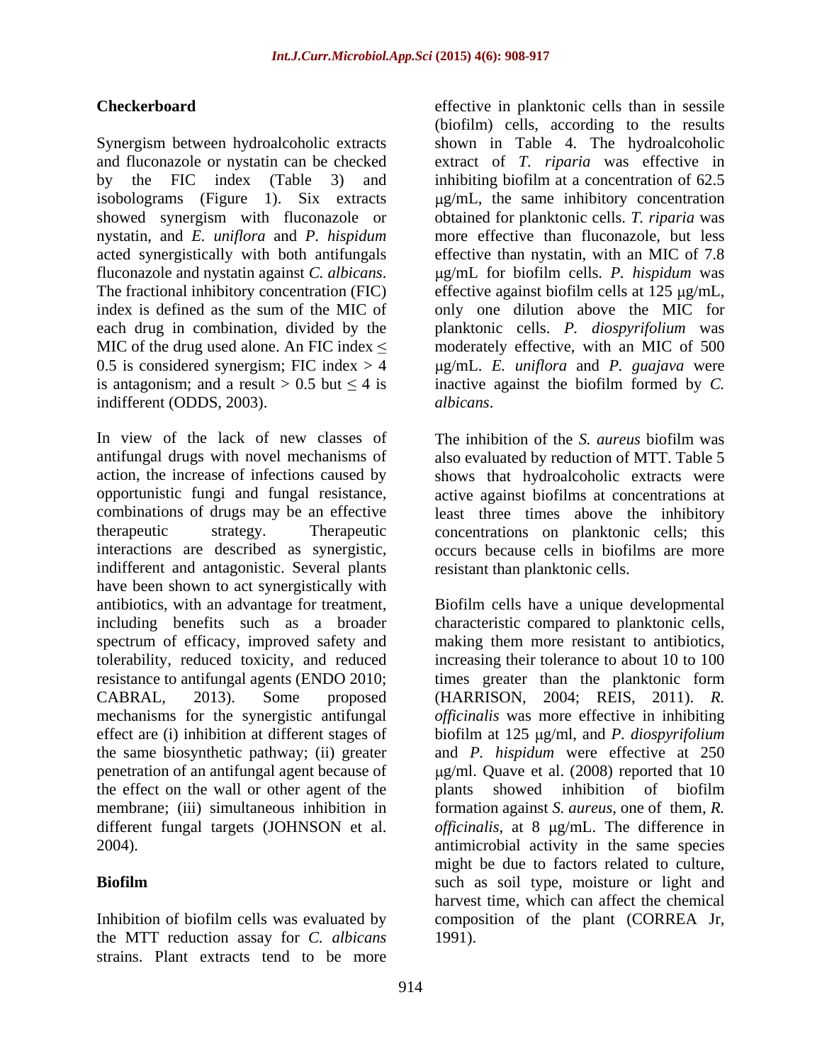## Checkerboard

Synergism between hydroalcoholic extracts and fluconazole or nystatin can be checked by the FIC index (Table 3) and isobolograms (Figure 1). Six extracts showed synergism with fluconazole or nystatin, and *E. uniflora* and *P. hispidum* acted synergistically with both antifungals fluconazole and nystatin against *C. albicans*. The fractional inhibitory concentration (FIC) index is defined as the sum of the MIC of each drug in combination, divided by the MIC of the drug used alone. An FIC index $\leq$ 0.5 is considered synergism; FIC index $>$ 4 is antagonism; and a result $>$ 0.5 but $\leq$ 4 is indifferent (ODDS, 2003).

In view of the lack of new classes of antifungal drugs with novel mechanisms of action, the increase of infections caused by opportunistic fungi and fungal resistance, combinations of drugs may be an effective therapeutic strategy. Therapeutic interactions are described as synergistic, indifferent and antagonistic. Several plants have been shown to act synergistically with antibiotics, with an advantage for treatment, including benefits such as a broader spectrum of efficacy, improved safety and tolerability, reduced toxicity, and reduced resistance to antifungal agents (ENDO 2010; CABRAL, 2013). Some proposed mechanisms for the synergistic antifungal effect are (i) inhibition at different stages of the same biosynthetic pathway; (ii) greater penetration of an antifungal agent because of the effect on the wall or other agent of the membrane; (iii) simultaneous inhibition in different fungal targets (JOHNSON et al. 2004).

## Biofilm

Inhibition of biofilm cells was evaluated by the MTT reduction assay for *C. albicans* strains. Plant extracts tend to be more effective in planktonic cells than in sessile (biofilm) cells, according to the results shown in Table 4. The hydroalcoholic extract of *T. riparia* was effective in inhibiting biofilm at a concentration of 62.5 μg/mL, the same inhibitory concentration obtained for planktonic cells. *T. riparia* was more effective than fluconazole, but less effective than nystatin, with an MIC of 7.8 μg/mL for biofilm cells. *P. hispidum* was effective against biofilm cells at 125 μg/mL, only one dilution above the MIC for planktonic cells. *P. diospyrifolium* was moderately effective, with an MIC of 500 μg/mL. *E. uniflora* and *P. guajava* were inactive against the biofilm formed by *C. albicans*.

The inhibition of the *S. aureus* biofilm was also evaluated by reduction of MTT. Table 5 shows that hydroalcoholic extracts were active against biofilms at concentrations at least three times above the inhibitory concentrations on planktonic cells; this occurs because cells in biofilms are more resistant than planktonic cells.

Biofilm cells have a unique developmental characteristic compared to planktonic cells, making them more resistant to antibiotics, increasing their tolerance to about 10 to 100 times greater than the planktonic form (HARRISON, 2004; REIS, 2011). *R. officinalis* was more effective in inhibiting biofilm at 125 μg/ml, and *P. diospyrifolium* and *P. hispidum* were effective at 250 μg/ml. Quave et al. (2008) reported that 10 plants showed inhibition of biofilm formation against *S. aureus*, one of them, *R. officinalis*, at 8 μg/mL. The difference in antimicrobial activity in the same species might be due to factors related to culture, such as soil type, moisture or light and harvest time, which can affect the chemical composition of the plant (CORREA Jr, 1991).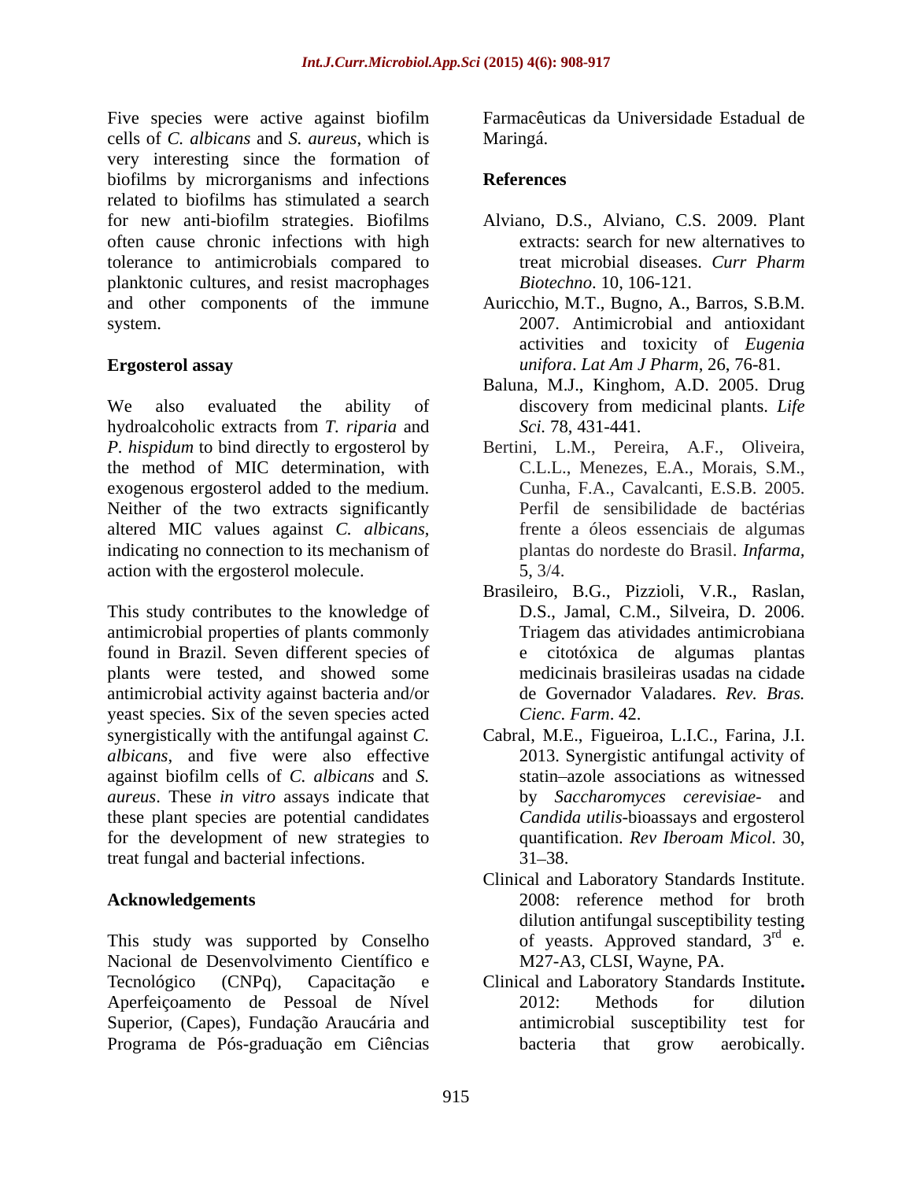Five species were active against biofilm cells of *C. albicans* and *S. aureus*, which is very interesting since the formation of biofilms by microrganisms and infections related to biofilms has stimulated a search for new anti-biofilm strategies. Biofilms often cause chronic infections with high tolerance to antimicrobials compared to planktonic cultures, and resist macrophages and other components of the immune system.

## Ergosterol assay

We also evaluated the ability of hydroalcoholic extracts from *T. riparia* and *P. hispidum* to bind directly to ergosterol by the method of MIC determination, with exogenous ergosterol added to the medium. Neither of the two extracts significantly altered MIC values against *C. albicans*, indicating no connection to its mechanism of action with the ergosterol molecule.

This study contributes to the knowledge of antimicrobial properties of plants commonly found in Brazil. Seven different species of plants were tested, and showed some antimicrobial activity against bacteria and/or yeast species. Six of the seven species acted synergistically with the antifungal against *C. albicans*, and five were also effective against biofilm cells of *C. albicans* and *S. aureus*. These *in vitro* assays indicate that these plant species are potential candidates for the development of new strategies to treat fungal and bacterial infections.

## Acknowledgements

This study was supported by Conselho Nacional de Desenvolvimento Científico e Tecnológico (CNPq), Capacitação e Aperfeiçoamento de Pessoal de Nível Superior, (Capes), Fundação Araucária and Programa de Pós-graduação em Ciências Farmacêuticas da Universidade Estadual de Maringá.

## References

Alviano, D.S., Alviano, C.S. 2009. Plant extracts: search for new alternatives to treat microbial diseases. *Curr Pharm Biotechno*. 10, 106-121.

Auricchio, M.T., Bugno, A., Barros, S.B.M. 2007. Antimicrobial and antioxidant activities and toxicity of *Eugenia unifora*. *Lat Am J Pharm*, 26, 76-81.

Baluna, M.J., Kinghom, A.D. 2005. Drug discovery from medicinal plants. *Life Sci.* 78, 431-441.

Bertini, L.M., Pereira, A.F., Oliveira, C.L.L., Menezes, E.A., Morais, S.M., Cunha, F.A., Cavalcanti, E.S.B. 2005. Perfil de sensibilidade de bactérias frente a óleos essenciais de algumas plantas do nordeste do Brasil. *Infarma,* 5, 3/4.

Brasileiro, B.G., Pizzioli, V.R., Raslan, D.S., Jamal, C.M., Silveira, D. 2006. Triagem das atividades antimicrobiana e citotóxica de algumas plantas medicinais brasileiras usadas na cidade de Governador Valadares. *Rev. Bras. Cienc. Farm*. 42.

Cabral, M.E., Figueiroa, L.I.C., Farina, J.I. 2013. Synergistic antifungal activity of statin–azole associations as witnessed by *Saccharomyces cerevisiae*- and *Candida utilis*-bioassays and ergosterol quantification. *Rev Iberoam Micol*. 30, 31–38.

Clinical and Laboratory Standards Institute. 2008: reference method for broth dilution antifungal susceptibility testing of yeasts. Approved standard, 3rd e. M27-A3, CLSI, Wayne, PA.

Clinical and Laboratory Standards Institute**.** 2012: Methods for dilution antimicrobial susceptibility test for bacteria that grow aerobically.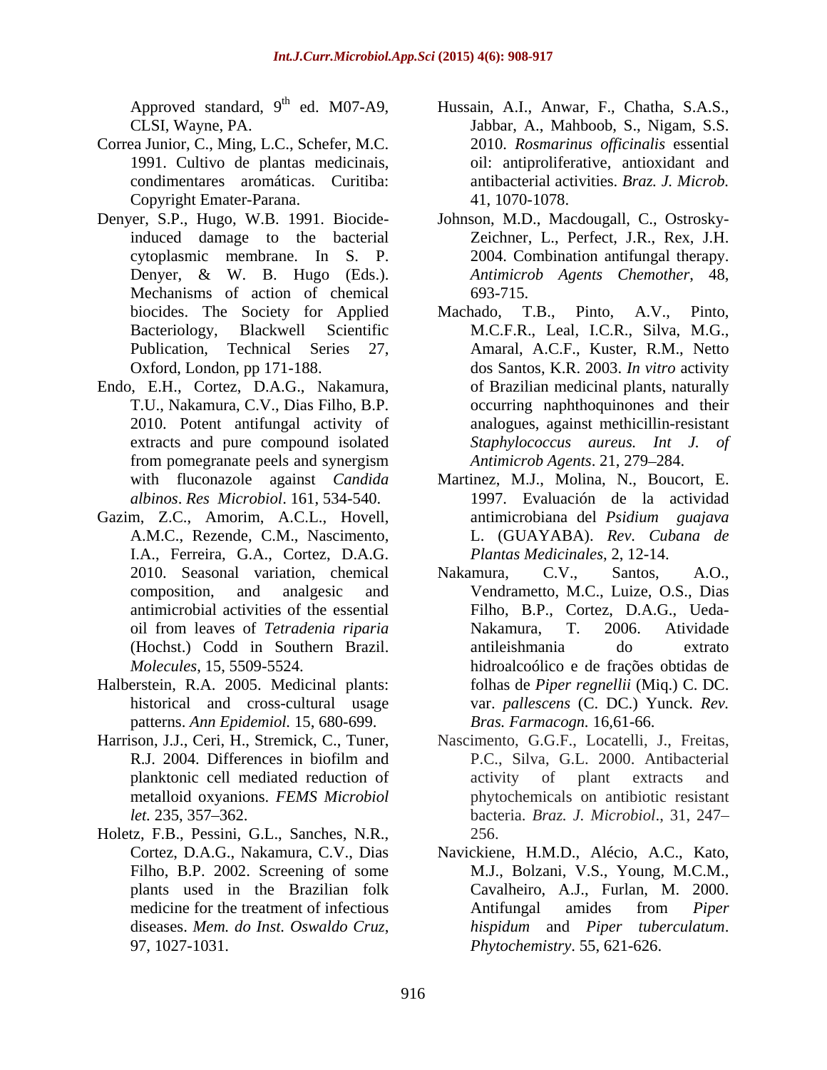Approved standard, 9th ed. M07-A9, CLSI, Wayne, PA.

Correa Junior, C., Ming, L.C., Schefer, M.C. 1991. Cultivo de plantas medicinais, condimentares aromáticas. Curitiba: Copyright Emater-Parana.

Denyer, S.P., Hugo, W.B. 1991. Biocide-induced damage to the bacterial cytoplasmic membrane. In S. P. Denyer, & W. B. Hugo (Eds.). Mechanisms of action of chemical biocides. The Society for Applied Bacteriology, Blackwell Scientific Publication, Technical Series 27, Oxford, London, pp 171-188.

Endo, E.H., Cortez, D.A.G., Nakamura, T.U., Nakamura, C.V., Dias Filho, B.P. 2010. Potent antifungal activity of extracts and pure compound isolated from pomegranate peels and synergism with fluconazole against *Candida albinos*. *Res Microbiol*. 161, 534-540.

Gazim, Z.C., Amorim, A.C.L., Hovell, A.M.C., Rezende, C.M., Nascimento, I.A., Ferreira, G.A., Cortez, D.A.G. 2010. Seasonal variation, chemical composition, and analgesic and antimicrobial activities of the essential oil from leaves of *Tetradenia riparia* (Hochst.) Codd in Southern Brazil. *Molecules*, 15, 5509-5524.

Halberstein, R.A. 2005. Medicinal plants: historical and cross-cultural usage patterns. *Ann Epidemiol.* 15, 680-699.

Harrison, J.J., Ceri, H., Stremick, C., Tuner, R.J. 2004. Differences in biofilm and planktonic cell mediated reduction of metalloid oxyanions. *FEMS Microbiol let.* 235, 357–362.

Holetz, F.B., Pessini, G.L., Sanches, N.R., Cortez, D.A.G., Nakamura, C.V., Dias Filho, B.P. 2002. Screening of some plants used in the Brazilian folk medicine for the treatment of infectious diseases. *Mem. do Inst. Oswaldo Cruz*, 97, 1027-1031.

Hussain, A.I., Anwar, F., Chatha, S.A.S., Jabbar, A., Mahboob, S., Nigam, S.S. 2010. *Rosmarinus officinalis* essential oil: antiproliferative, antioxidant and antibacterial activities. *Braz. J. Microb.* 41, 1070-1078.

Johnson, M.D., Macdougall, C., Ostrosky-Zeichner, L., Perfect, J.R., Rex, J.H. 2004. Combination antifungal therapy. *Antimicrob Agents Chemother*, 48, 693-715.

Machado, T.B., Pinto, A.V., Pinto, M.C.F.R., Leal, I.C.R., Silva, M.G., Amaral, A.C.F., Kuster, R.M., Netto dos Santos, K.R. 2003. *In vitro* activity of Brazilian medicinal plants, naturally occurring naphthoquinones and their analogues, against methicillin-resistant *Staphylococcus aureus. Int J. of Antimicrob Agents*. 21, 279–284.

Martinez, M.J., Molina, N., Boucort, E. 1997. Evaluación de la actividad antimicrobiana del *Psidium guajava* L. (GUAYABA). *Rev. Cubana de Plantas Medicinales*, 2, 12-14.

Nakamura, C.V., Santos, A.O., Vendrametto, M.C., Luize, O.S., Dias Filho, B.P., Cortez, D.A.G., Ueda-Nakamura, T. 2006. Atividade antileishmania do extrato hidroalcoólico e de frações obtidas de folhas de *Piper regnellii* (Miq.) C. DC. var. *pallescens* (C. DC.) Yunck. *Rev. Bras. Farmacogn.* 16,61-66.

Nascimento, G.G.F., Locatelli, J., Freitas, P.C., Silva, G.L. 2000. Antibacterial activity of plant extracts and phytochemicals on antibiotic resistant bacteria. *Braz. J. Microbiol*., 31, 247–256.

Navickiene, H.M.D., Alécio, A.C., Kato, M.J., Bolzani, V.S., Young, M.C.M., Cavalheiro, A.J., Furlan, M. 2000. Antifungal amides from *Piper hispidum* and *Piper tuberculatum*. *Phytochemistry*. 55, 621-626.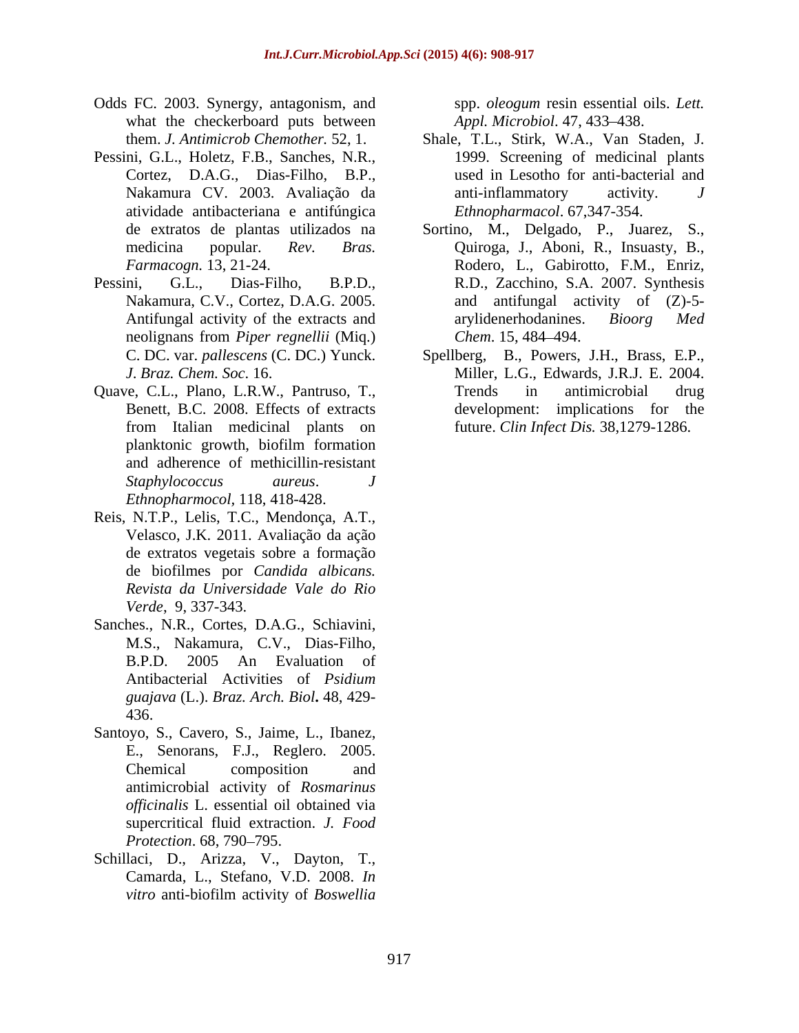Odds FC. 2003. Synergy, antagonism, and what the checkerboard puts between them. *J. Antimicrob Chemother.* 52, 1.

Pessini, G.L., Holetz, F.B., Sanches, N.R., Cortez, D.A.G., Dias-Filho, B.P., Nakamura CV. 2003. Avaliação da atividade antibacteriana e antifúngica de extratos de plantas utilizados na medicina popular. *Rev. Bras. Farmacogn.* 13, 21-24.

Pessini, G.L., Dias-Filho, B.P.D., Nakamura, C.V., Cortez, D.A.G. 2005. Antifungal activity of the extracts and neolignans from *Piper regnellii* (Miq.) C. DC. var. *pallescens* (C. DC.) Yunck. *J. Braz. Chem. Soc*. 16.

Quave, C.L., Plano, L.R.W., Pantruso, T., Benett, B.C. 2008. Effects of extracts from Italian medicinal plants on planktonic growth, biofilm formation and adherence of methicillin-resistant *Staphylococcus aureus*. *J Ethnopharmocol*, 118, 418-428.

Reis, N.T.P., Lelis, T.C., Mendonça, A.T., Velasco, J.K. 2011. Avaliação da ação de extratos vegetais sobre a formação de biofilmes por *Candida albicans. Revista da Universidade Vale do Rio Verde*, 9, 337-343.

Sanches., N.R., Cortes, D.A.G., Schiavini, M.S., Nakamura, C.V., Dias-Filho, B.P.D. 2005 An Evaluation of Antibacterial Activities of *Psidium guajava* (L.). *Braz. Arch. Biol***.** 48, 429-436.

Santoyo, S., Cavero, S., Jaime, L., Ibanez, E., Senorans, F.J., Reglero. 2005. Chemical composition and antimicrobial activity of *Rosmarinus officinalis* L. essential oil obtained via supercritical fluid extraction. *J. Food Protection*. 68, 790–795.

Schillaci, D., Arizza, V., Dayton, T., Camarda, L., Stefano, V.D. 2008. *In vitro* anti-biofilm activity of *Boswellia* spp. *oleogum* resin essential oils. *Lett. Appl. Microbiol*. 47, 433–438.

Shale, T.L., Stirk, W.A., Van Staden, J. 1999. Screening of medicinal plants used in Lesotho for anti-bacterial and anti-inflammatory activity. *J Ethnopharmacol*. 67,347-354.

Sortino, M., Delgado, P., Juarez, S., Quiroga, J., Aboni, R., Insuasty, B., Rodero, L., Gabirotto, F.M., Enriz, R.D., Zacchino, S.A. 2007. Synthesis and antifungal activity of (Z)-5-arylidenerhodanines. *Bioorg Med Chem*. 15, 484–494.

Spellberg, B., Powers, J.H., Brass, E.P., Miller, L.G., Edwards, J.R.J. E. 2004. Trends in antimicrobial drug development: implications for the future. *Clin Infect Dis.* 38,1279-1286.